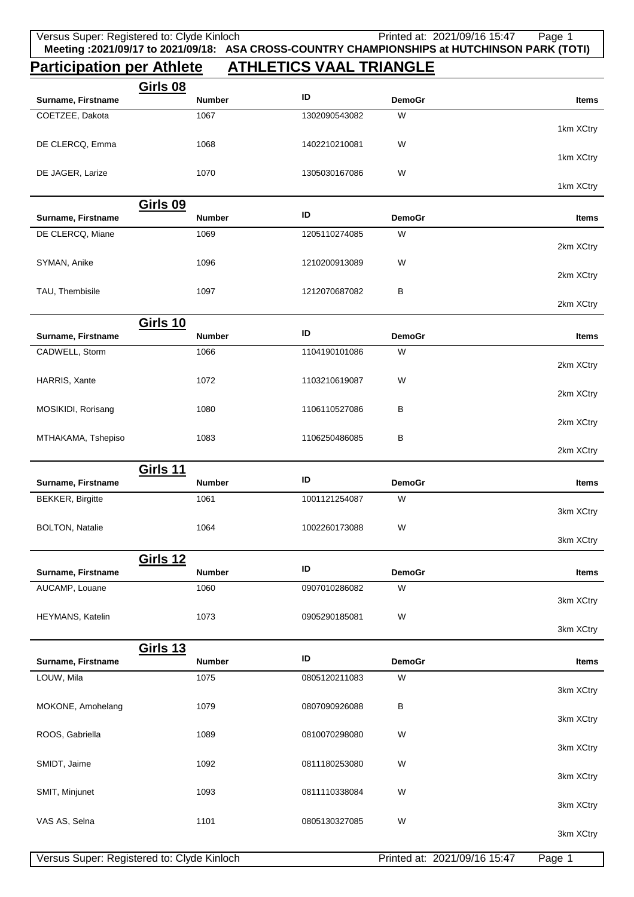Meeting :2021/09/17 to 2021/09/18: ASA CROSS-COUNTRY CHAMPIONSHIPS at HUTCHINSON PARK (TOTI)

# Participation per Athlete ATHLETICS VAAL TRIANGLE

## Girls 08

| Surname, Firstname | Number | ID | DemoGr | Items |
|---|---|---|---|---|
| COETZEE, Dakota | 1067 | 1302090543082 | W | 1km XCtry |
| DE CLERCQ, Emma | 1068 | 1402210210081 | W | 1km XCtry |
| DE JAGER, Larize | 1070 | 1305030167086 | W | 1km XCtry |

## Girls 09

| Surname, Firstname | Number | ID | DemoGr | Items |
|---|---|---|---|---|
| DE CLERCQ, Miane | 1069 | 1205110274085 | W | 2km XCtry |
| SYMAN, Anike | 1096 | 1210200913089 | W | 2km XCtry |
| TAU, Thembisile | 1097 | 1212070687082 | B | 2km XCtry |

## Girls 10

| Surname, Firstname | Number | ID | DemoGr | Items |
|---|---|---|---|---|
| CADWELL, Storm | 1066 | 1104190101086 | W | 2km XCtry |
| HARRIS, Xante | 1072 | 1103210619087 | W | 2km XCtry |
| MOSIKIDI, Rorisang | 1080 | 1106110527086 | B | 2km XCtry |
| MTHAKAMA, Tshepiso | 1083 | 1106250486085 | B | 2km XCtry |

## Girls 11

| Surname, Firstname | Number | ID | DemoGr | Items |
|---|---|---|---|---|
| BEKKER, Birgitte | 1061 | 1001121254087 | W | 3km XCtry |
| BOLTON, Natalie | 1064 | 1002260173088 | W | 3km XCtry |

## Girls 12

| Surname, Firstname | Number | ID | DemoGr | Items |
|---|---|---|---|---|
| AUCAMP, Louane | 1060 | 0907010286082 | W | 3km XCtry |
| HEYMANS, Katelin | 1073 | 0905290185081 | W | 3km XCtry |

## Girls 13

| Surname, Firstname | Number | ID | DemoGr | Items |
|---|---|---|---|---|
| LOUW, Mila | 1075 | 0805120211083 | W | 3km XCtry |
| MOKONE, Amohelang | 1079 | 0807090926088 | B | 3km XCtry |
| ROOS, Gabriella | 1089 | 0810070298080 | W | 3km XCtry |
| SMIDT, Jaime | 1092 | 0811180253080 | W | 3km XCtry |
| SMIT, Minjunet | 1093 | 0811110338084 | W | 3km XCtry |
| VAS AS, Selna | 1101 | 0805130327085 | W | 3km XCtry |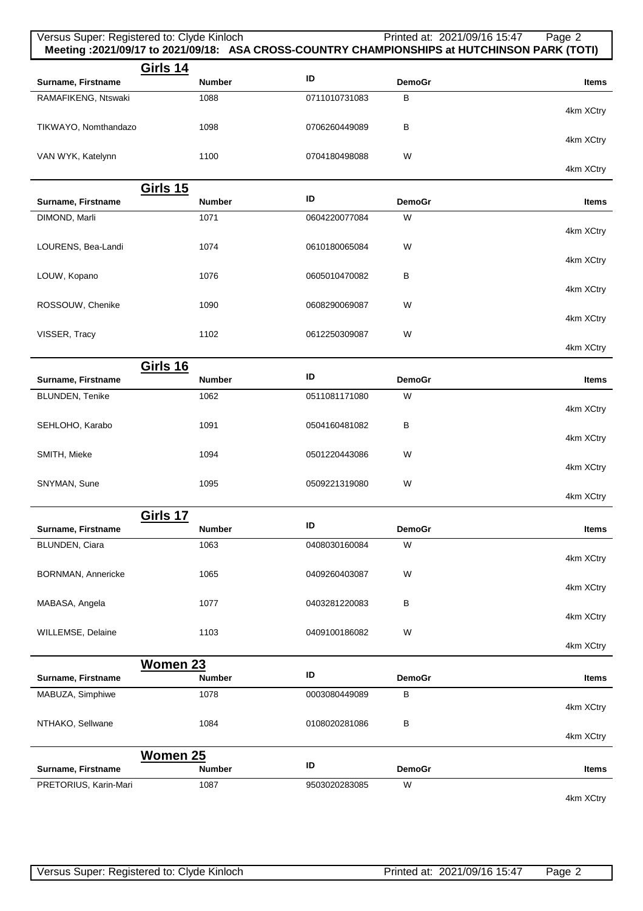**Meeting :2021/09/17 to 2021/09/18: ASA CROSS-COUNTRY CHAMPIONSHIPS at HUTCHINSON PARK (TOTI)**

## Girls 14

| Surname, Firstname | Number | ID | DemoGr | Items |
|---|---|---|---|---|
| RAMAFIKENG, Ntswaki | 1088 | 0711010731083 | B | 4km XCtry |
| TIKWAYO, Nomthandazo | 1098 | 0706260449089 | B | 4km XCtry |
| VAN WYK, Katelynn | 1100 | 0704180498088 | W | 4km XCtry |

## Girls 15

| Surname, Firstname | Number | ID | DemoGr | Items |
|---|---|---|---|---|
| DIMOND, Marli | 1071 | 0604220077084 | W | 4km XCtry |
| LOURENS, Bea-Landi | 1074 | 0610180065084 | W | 4km XCtry |
| LOUW, Kopano | 1076 | 0605010470082 | B | 4km XCtry |
| ROSSOUW, Chenike | 1090 | 0608290069087 | W | 4km XCtry |
| VISSER, Tracy | 1102 | 0612250309087 | W | 4km XCtry |

## Girls 16

| Surname, Firstname | Number | ID | DemoGr | Items |
|---|---|---|---|---|
| BLUNDEN, Tenike | 1062 | 0511081171080 | W | 4km XCtry |
| SEHLOHO, Karabo | 1091 | 0504160481082 | B | 4km XCtry |
| SMITH, Mieke | 1094 | 0501220443086 | W | 4km XCtry |
| SNYMAN, Sune | 1095 | 0509221319080 | W | 4km XCtry |

## Girls 17

| Surname, Firstname | Number | ID | DemoGr | Items |
|---|---|---|---|---|
| BLUNDEN, Ciara | 1063 | 0408030160084 | W | 4km XCtry |
| BORNMAN, Annericke | 1065 | 0409260403087 | W | 4km XCtry |
| MABASA, Angela | 1077 | 0403281220083 | B | 4km XCtry |
| WILLEMSE, Delaine | 1103 | 0409100186082 | W | 4km XCtry |

## Women 23

| Surname, Firstname | Number | ID | DemoGr | Items |
|---|---|---|---|---|
| MABUZA, Simphiwe | 1078 | 0003080449089 | B | 4km XCtry |
| NTHAKO, Sellwane | 1084 | 0108020281086 | B | 4km XCtry |

## Women 25

| Surname, Firstname | Number | ID | DemoGr | Items |
|---|---|---|---|---|
| PRETORIUS, Karin-Mari | 1087 | 9503020283085 | W | 4km XCtry |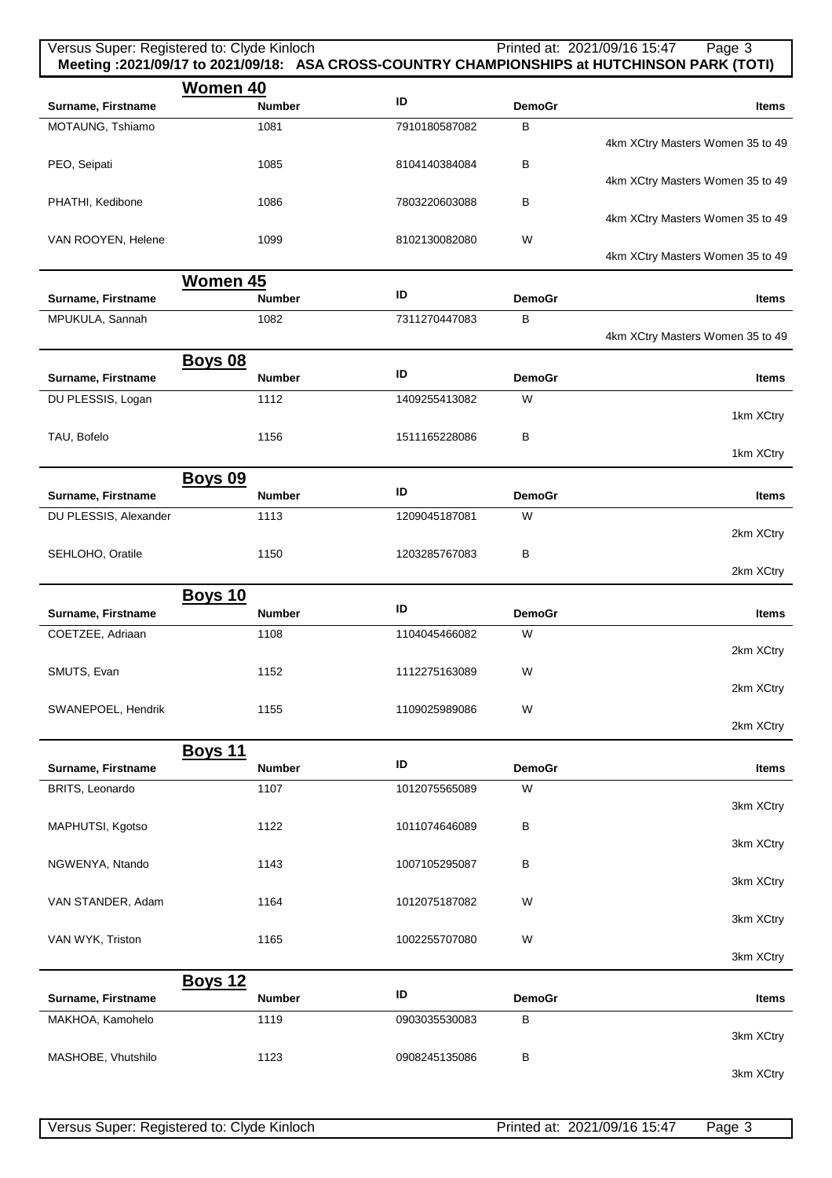**Meeting :2021/09/17 to 2021/09/18: ASA CROSS-COUNTRY CHAMPIONSHIPS at HUTCHINSON PARK (TOTI)**

## Women 40

| Surname, Firstname | Number | ID | DemoGr | Items |
| --- | --- | --- | --- | --- |
| MOTAUNG, Tshiamo | 1081 | 7910180587082 | B | 4km XCtry Masters Women 35 to 49 |
| PEO, Seipati | 1085 | 8104140384084 | B | 4km XCtry Masters Women 35 to 49 |
| PHATHI, Kedibone | 1086 | 7803220603088 | B | 4km XCtry Masters Women 35 to 49 |
| VAN ROOYEN, Helene | 1099 | 8102130082080 | W | 4km XCtry Masters Women 35 to 49 |

## Women 45

| Surname, Firstname | Number | ID | DemoGr | Items |
| --- | --- | --- | --- | --- |
| MPUKULA, Sannah | 1082 | 7311270447083 | B | 4km XCtry Masters Women 35 to 49 |

## Boys 08

| Surname, Firstname | Number | ID | DemoGr | Items |
| --- | --- | --- | --- | --- |
| DU PLESSIS, Logan | 1112 | 1409255413082 | W | 1km XCtry |
| TAU, Bofelo | 1156 | 1511165228086 | B | 1km XCtry |

## Boys 09

| Surname, Firstname | Number | ID | DemoGr | Items |
| --- | --- | --- | --- | --- |
| DU PLESSIS, Alexander | 1113 | 1209045187081 | W | 2km XCtry |
| SEHLOHO, Oratile | 1150 | 1203285767083 | B | 2km XCtry |

## Boys 10

| Surname, Firstname | Number | ID | DemoGr | Items |
| --- | --- | --- | --- | --- |
| COETZEE, Adriaan | 1108 | 1104045466082 | W | 2km XCtry |
| SMUTS, Evan | 1152 | 1112275163089 | W | 2km XCtry |
| SWANEPOEL, Hendrik | 1155 | 1109025989086 | W | 2km XCtry |

## Boys 11

| Surname, Firstname | Number | ID | DemoGr | Items |
| --- | --- | --- | --- | --- |
| BRITS, Leonardo | 1107 | 1012075565089 | W | 3km XCtry |
| MAPHUTSI, Kgotso | 1122 | 1011074646089 | B | 3km XCtry |
| NGWENYA, Ntando | 1143 | 1007105295087 | B | 3km XCtry |
| VAN STANDER, Adam | 1164 | 1012075187082 | W | 3km XCtry |
| VAN WYK, Triston | 1165 | 1002255707080 | W | 3km XCtry |

## Boys 12

| Surname, Firstname | Number | ID | DemoGr | Items |
| --- | --- | --- | --- | --- |
| MAKHOA, Kamohelo | 1119 | 0903035530083 | B | 3km XCtry |
| MASHOBE, Vhutshilo | 1123 | 0908245135086 | B | 3km XCtry |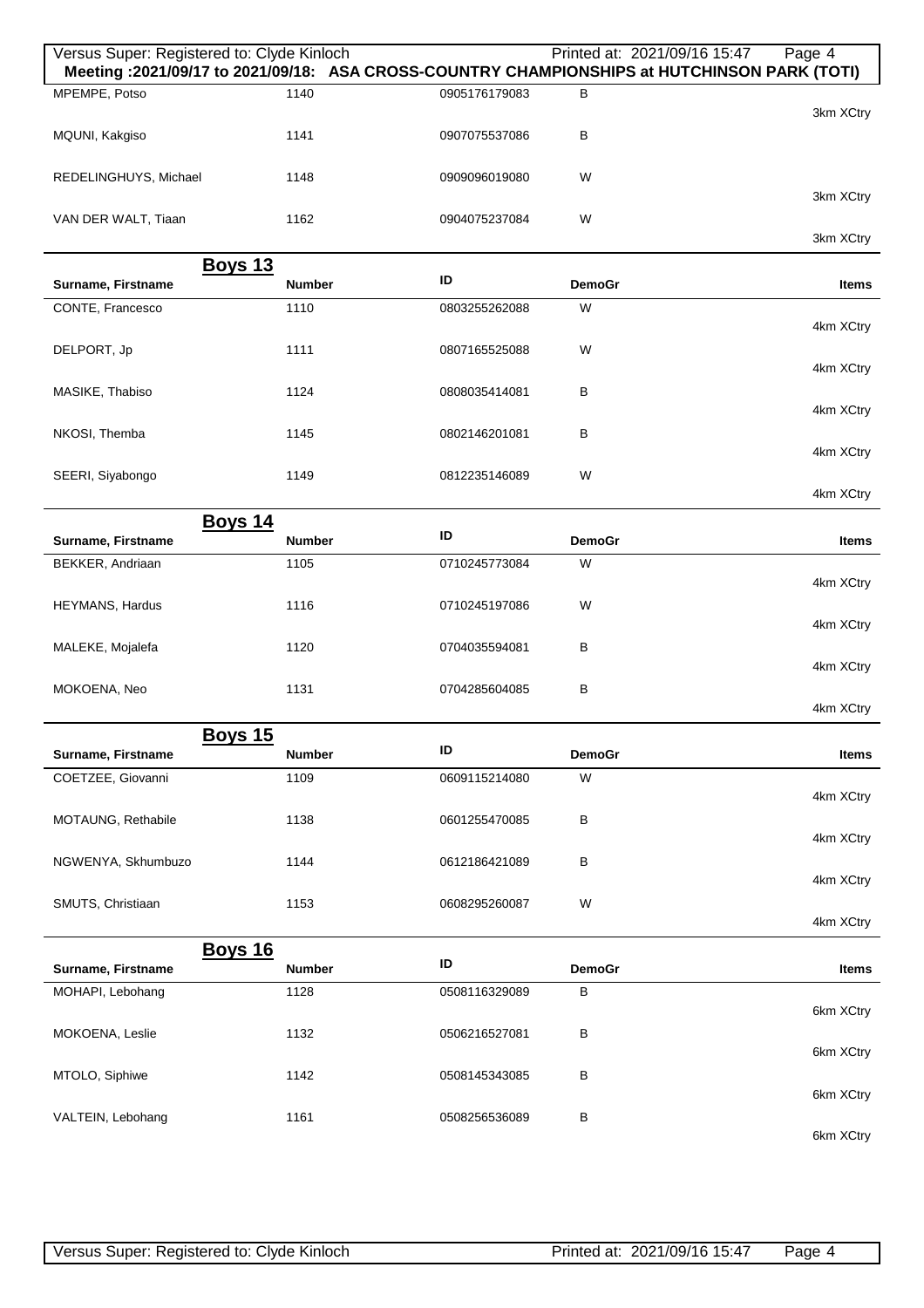Meeting :2021/09/17 to 2021/09/18: ASA CROSS-COUNTRY CHAMPIONSHIPS at HUTCHINSON PARK (TOTI)

| Surname, Firstname | Number | ID | DemoGr | Items |
|---|---|---|---|---|
| MPEMPE, Potso | 1140 | 0905176179083 | B | 3km XCtry |
| MQUNI, Kakgiso | 1141 | 0907075537086 | B | |
| REDELINGHUYS, Michael | 1148 | 0909096019080 | W | 3km XCtry |
| VAN DER WALT, Tiaan | 1162 | 0904075237084 | W | 3km XCtry |

## Boys 13

| Surname, Firstname | Number | ID | DemoGr | Items |
|---|---|---|---|---|
| CONTE, Francesco | 1110 | 0803255262088 | W | 4km XCtry |
| DELPORT, Jp | 1111 | 0807165525088 | W | 4km XCtry |
| MASIKE, Thabiso | 1124 | 0808035414081 | B | 4km XCtry |
| NKOSI, Themba | 1145 | 0802146201081 | B | 4km XCtry |
| SEERI, Siyabongo | 1149 | 0812235146089 | W | 4km XCtry |

## Boys 14

| Surname, Firstname | Number | ID | DemoGr | Items |
|---|---|---|---|---|
| BEKKER, Andriaan | 1105 | 0710245773084 | W | 4km XCtry |
| HEYMANS, Hardus | 1116 | 0710245197086 | W | 4km XCtry |
| MALEKE, Mojalefa | 1120 | 0704035594081 | B | 4km XCtry |
| MOKOENA, Neo | 1131 | 0704285604085 | B | 4km XCtry |

## Boys 15

| Surname, Firstname | Number | ID | DemoGr | Items |
|---|---|---|---|---|
| COETZEE, Giovanni | 1109 | 0609115214080 | W | 4km XCtry |
| MOTAUNG, Rethabile | 1138 | 0601255470085 | B | 4km XCtry |
| NGWENYA, Skhumbuzo | 1144 | 0612186421089 | B | 4km XCtry |
| SMUTS, Christiaan | 1153 | 0608295260087 | W | 4km XCtry |

## Boys 16

| Surname, Firstname | Number | ID | DemoGr | Items |
|---|---|---|---|---|
| MOHAPI, Lebohang | 1128 | 0508116329089 | B | 6km XCtry |
| MOKOENA, Leslie | 1132 | 0506216527081 | B | 6km XCtry |
| MTOLO, Siphiwe | 1142 | 0508145343085 | B | 6km XCtry |
| VALTEIN, Lebohang | 1161 | 0508256536089 | B | 6km XCtry |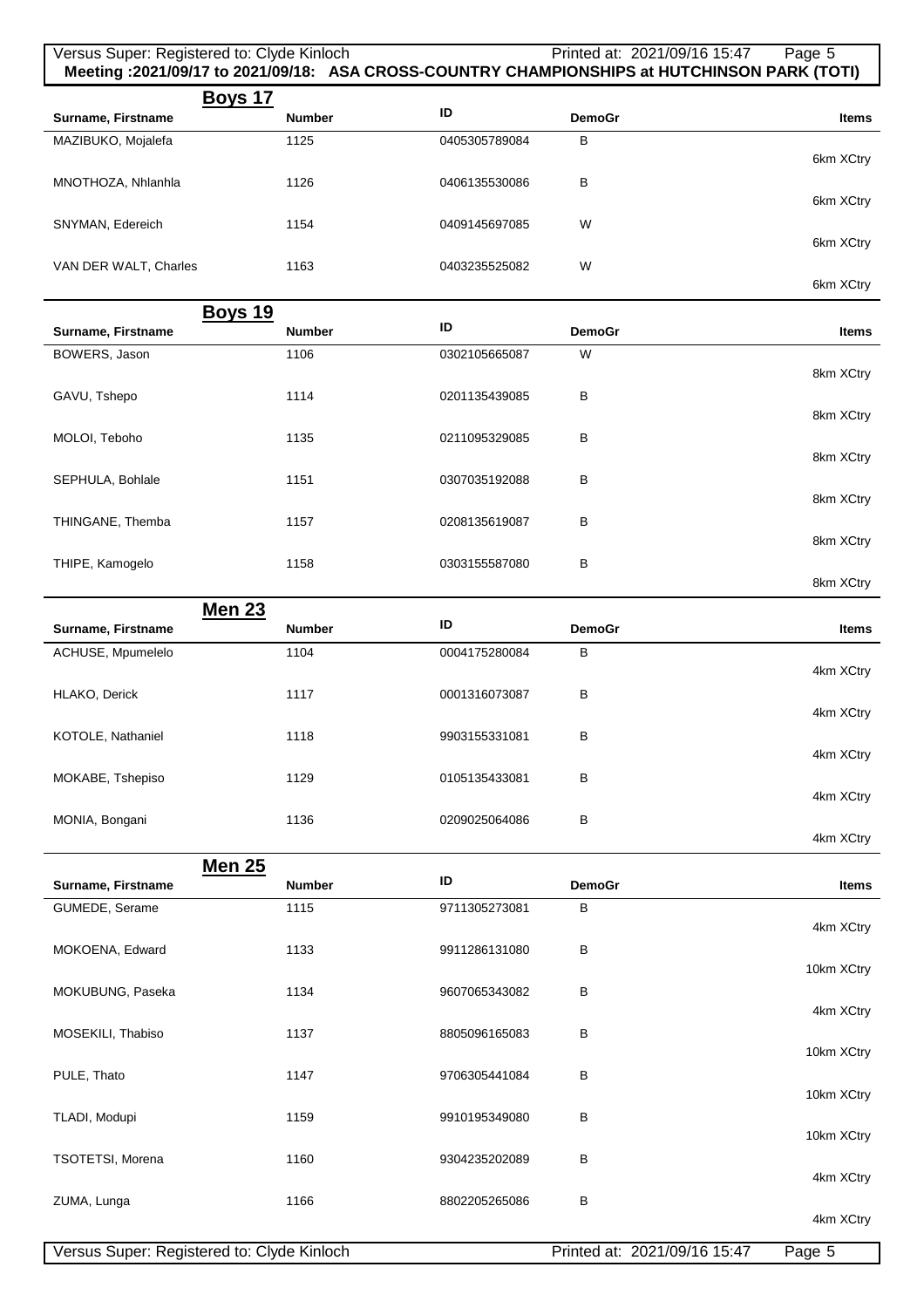## Boys 17

| Surname, Firstname | Number | ID | DemoGr | Items |
|---|---|---|---|---|
| MAZIBUKO, Mojalefa | 1125 | 0405305789084 | B | 6km XCtry |
| MNOTHOZA, Nhlanhla | 1126 | 0406135530086 | B | 6km XCtry |
| SNYMAN, Edereich | 1154 | 0409145697085 | W | 6km XCtry |
| VAN DER WALT, Charles | 1163 | 0403235525082 | W | 6km XCtry |

## Boys 19

| Surname, Firstname | Number | ID | DemoGr | Items |
|---|---|---|---|---|
| BOWERS, Jason | 1106 | 0302105665087 | W | 8km XCtry |
| GAVU, Tshepo | 1114 | 0201135439085 | B | 8km XCtry |
| MOLOI, Teboho | 1135 | 0211095329085 | B | 8km XCtry |
| SEPHULA, Bohlale | 1151 | 0307035192088 | B | 8km XCtry |
| THINGANE, Themba | 1157 | 0208135619087 | B | 8km XCtry |
| THIPE, Kamogelo | 1158 | 0303155587080 | B | 8km XCtry |

## Men 23

| Surname, Firstname | Number | ID | DemoGr | Items |
|---|---|---|---|---|
| ACHUSE, Mpumelelo | 1104 | 0004175280084 | B | 4km XCtry |
| HLAKO, Derick | 1117 | 0001316073087 | B | 4km XCtry |
| KOTOLE, Nathaniel | 1118 | 9903155331081 | B | 4km XCtry |
| MOKABE, Tshepiso | 1129 | 0105135433081 | B | 4km XCtry |
| MONIA, Bongani | 1136 | 0209025064086 | B | 4km XCtry |

## Men 25

| Surname, Firstname | Number | ID | DemoGr | Items |
|---|---|---|---|---|
| GUMEDE, Serame | 1115 | 9711305273081 | B | 4km XCtry |
| MOKOENA, Edward | 1133 | 9911286131080 | B | 10km XCtry |
| MOKUBUNG, Paseka | 1134 | 9607065343082 | B | 4km XCtry |
| MOSEKILI, Thabiso | 1137 | 8805096165083 | B | 10km XCtry |
| PULE, Thato | 1147 | 9706305441084 | B | 10km XCtry |
| TLADI, Modupi | 1159 | 9910195349080 | B | 10km XCtry |
| TSOTETSI, Morena | 1160 | 9304235202089 | B | 4km XCtry |
| ZUMA, Lunga | 1166 | 8802205265086 | B | 4km XCtry |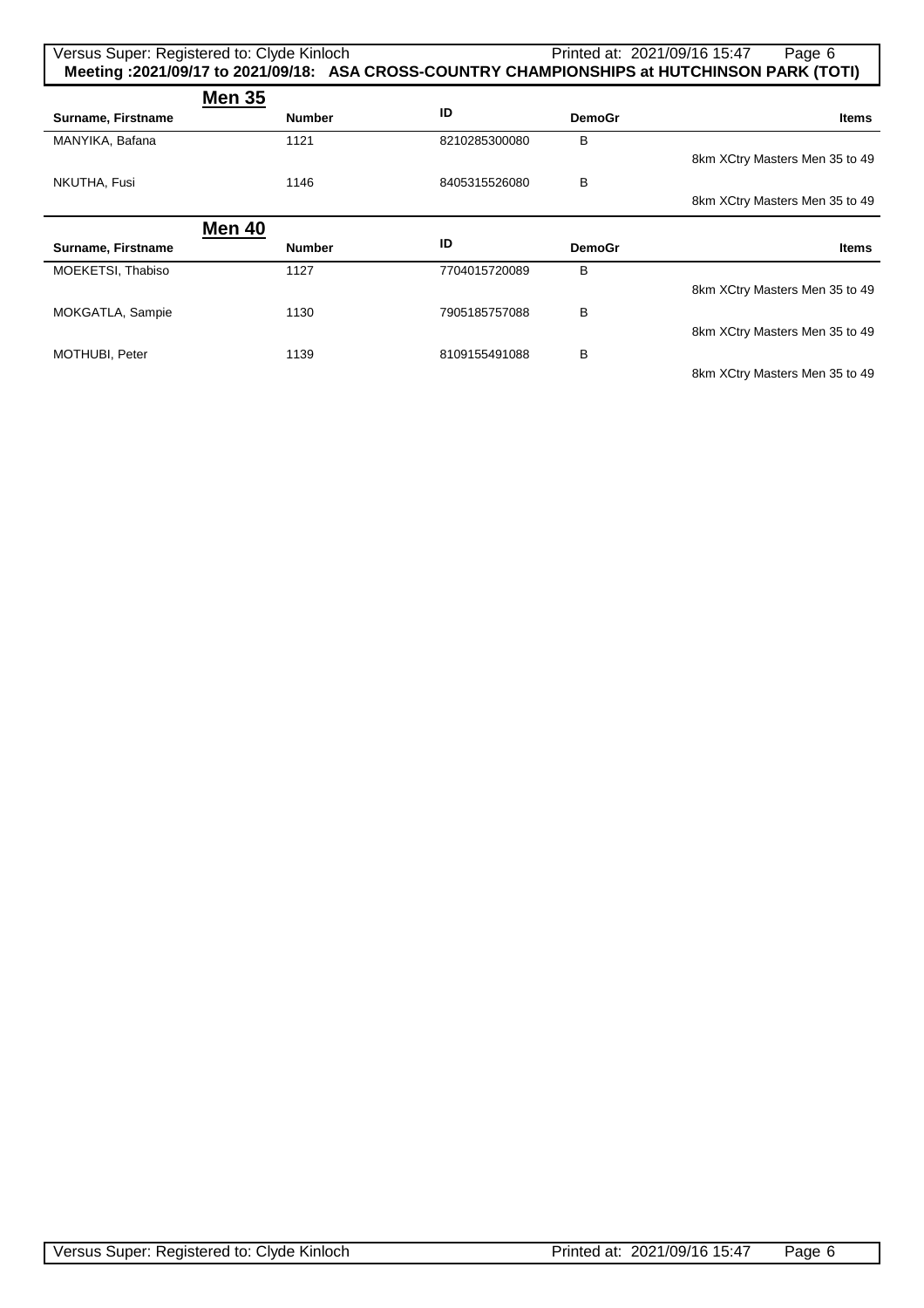**Meeting :2021/09/17 to 2021/09/18: ASA CROSS-COUNTRY CHAMPIONSHIPS at HUTCHINSON PARK (TOTI)**

## Men 35

| Surname, Firstname | Number | ID | DemoGr | Items |
|---|---|---|---|---|
| MANYIKA, Bafana | 1121 | 8210285300080 | B | 8km XCtry Masters Men 35 to 49 |
| NKUTHA, Fusi | 1146 | 8405315526080 | B | 8km XCtry Masters Men 35 to 49 |

## Men 40

| Surname, Firstname | Number | ID | DemoGr | Items |
|---|---|---|---|---|
| MOEKETSI, Thabiso | 1127 | 7704015720089 | B | 8km XCtry Masters Men 35 to 49 |
| MOKGATLA, Sampie | 1130 | 7905185757088 | B | 8km XCtry Masters Men 35 to 49 |
| MOTHUBI, Peter | 1139 | 8109155491088 | B | 8km XCtry Masters Men 35 to 49 |